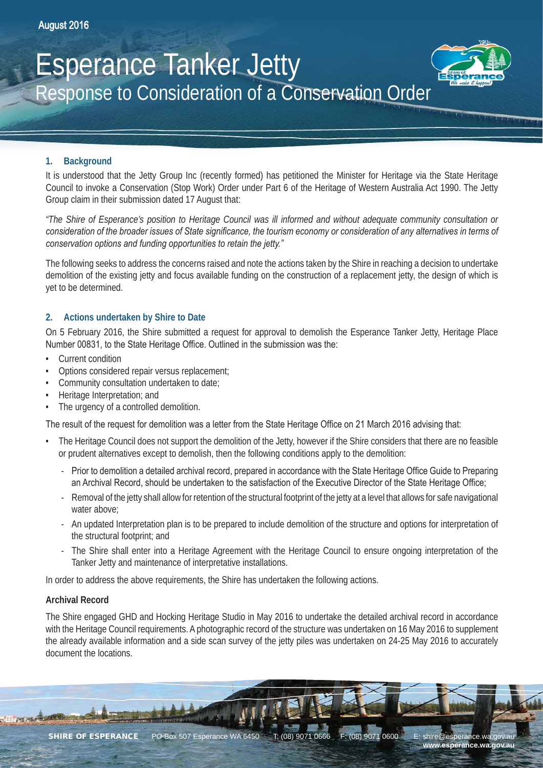August 2016

# Esperance Tanker Jetty

## Response to Consideration of a Conservation Order

### 1. Background

It is understood that the Jetty Group Inc (recently formed) has petitioned the Minister for Heritage via the State Heritage Council to invoke a Conservation (Stop Work) Order under Part 6 of the Heritage of Western Australia Act 1990. The Jetty Group claim in their submission dated 17 August that:

*"The Shire of Esperance's position to Heritage Council was ill informed and without adequate community consultation or consideration of the broader issues of State significance, the tourism economy or consideration of any alternatives in terms of conservation options and funding opportunities to retain the jetty."*

The following seeks to address the concerns raised and note the actions taken by the Shire in reaching a decision to undertake demolition of the existing jetty and focus available funding on the construction of a replacement jetty, the design of which is yet to be determined.

### 2. Actions undertaken by Shire to Date

On 5 February 2016, the Shire submitted a request for approval to demolish the Esperance Tanker Jetty, Heritage Place Number 00831, to the State Heritage Office. Outlined in the submission was the:

- Current condition
- Options considered repair versus replacement;
- Community consultation undertaken to date;
- Heritage Interpretation; and
- The urgency of a controlled demolition.

The result of the request for demolition was a letter from the State Heritage Office on 21 March 2016 advising that:

- The Heritage Council does not support the demolition of the Jetty, however if the Shire considers that there are no feasible or prudent alternatives except to demolish, then the following conditions apply to the demolition:
  - Prior to demolition a detailed archival record, prepared in accordance with the State Heritage Office Guide to Preparing an Archival Record, should be undertaken to the satisfaction of the Executive Director of the State Heritage Office;
  - Removal of the jetty shall allow for retention of the structural footprint of the jetty at a level that allows for safe navigational water above;
  - An updated Interpretation plan is to be prepared to include demolition of the structure and options for interpretation of the structural footprint; and
  - The Shire shall enter into a Heritage Agreement with the Heritage Council to ensure ongoing interpretation of the Tanker Jetty and maintenance of interpretative installations.

In order to address the above requirements, the Shire has undertaken the following actions.

**Archival Record**

The Shire engaged GHD and Hocking Heritage Studio in May 2016 to undertake the detailed archival record in accordance with the Heritage Council requirements. A photographic record of the structure was undertaken on 16 May 2016 to supplement the already available information and a side scan survey of the jetty piles was undertaken on 24-25 May 2016 to accurately document the locations.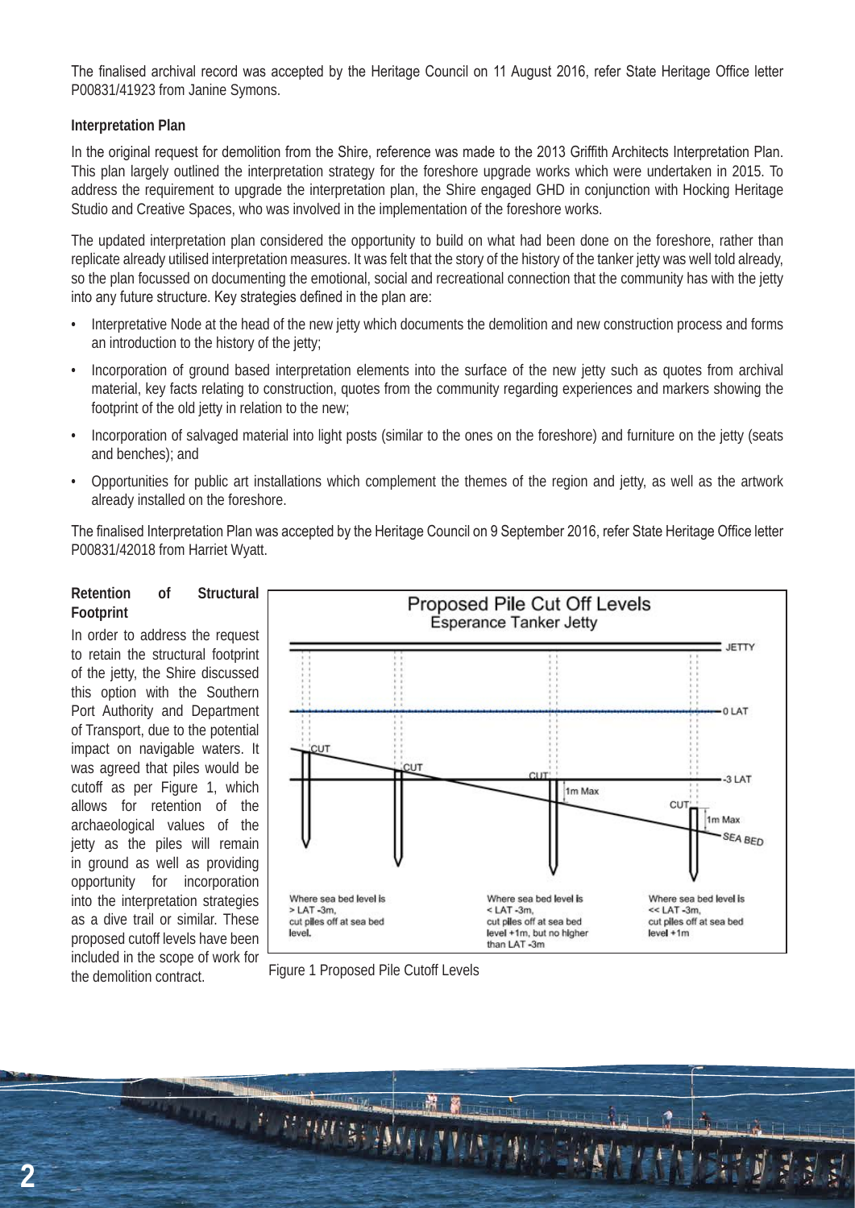The finalised archival record was accepted by the Heritage Council on 11 August 2016, refer State Heritage Office letter P00831/41923 from Janine Symons.

**Interpretation Plan**

In the original request for demolition from the Shire, reference was made to the 2013 Griffith Architects Interpretation Plan. This plan largely outlined the interpretation strategy for the foreshore upgrade works which were undertaken in 2015. To address the requirement to upgrade the interpretation plan, the Shire engaged GHD in conjunction with Hocking Heritage Studio and Creative Spaces, who was involved in the implementation of the foreshore works.

The updated interpretation plan considered the opportunity to build on what had been done on the foreshore, rather than replicate already utilised interpretation measures. It was felt that the story of the history of the tanker jetty was well told already, so the plan focussed on documenting the emotional, social and recreational connection that the community has with the jetty into any future structure. Key strategies defined in the plan are:

- Interpretative Node at the head of the new jetty which documents the demolition and new construction process and forms an introduction to the history of the jetty;
- Incorporation of ground based interpretation elements into the surface of the new jetty such as quotes from archival material, key facts relating to construction, quotes from the community regarding experiences and markers showing the footprint of the old jetty in relation to the new;
- Incorporation of salvaged material into light posts (similar to the ones on the foreshore) and furniture on the jetty (seats and benches); and
- Opportunities for public art installations which complement the themes of the region and jetty, as well as the artwork already installed on the foreshore.

The finalised Interpretation Plan was accepted by the Heritage Council on 9 September 2016, refer State Heritage Office letter P00831/42018 from Harriet Wyatt.

**Retention of Structural Footprint**

In order to address the request to retain the structural footprint of the jetty, the Shire discussed this option with the Southern Port Authority and Department of Transport, due to the potential impact on navigable waters. It was agreed that piles would be cutoff as per Figure 1, which allows for retention of the archaeological values of the jetty as the piles will remain in ground as well as providing opportunity for incorporation into the interpretation strategies as a dive trail or similar. These proposed cutoff levels have been included in the scope of work for the demolition contract.

Figure 1 Proposed Pile Cutoff Levels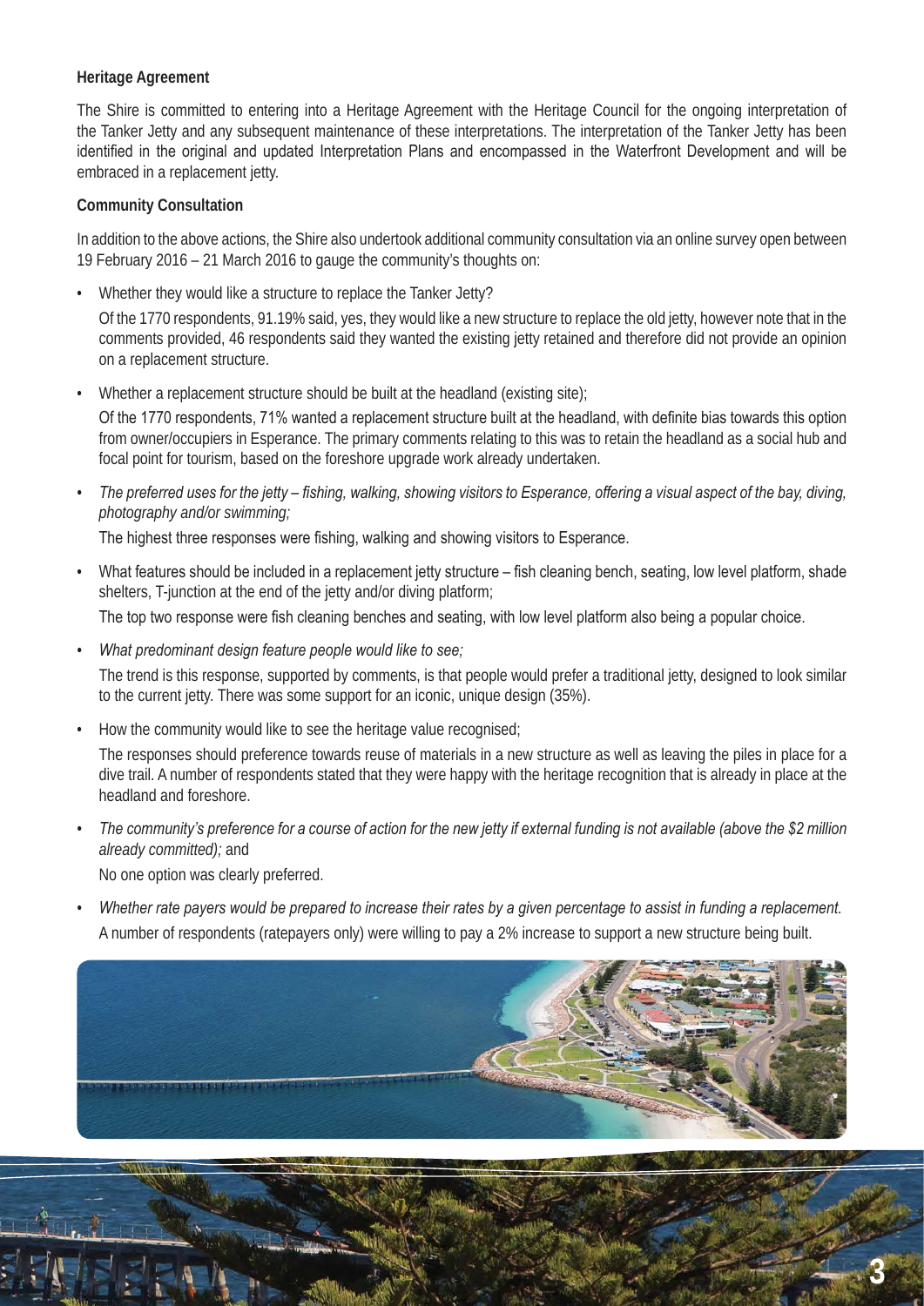**Heritage Agreement**

The Shire is committed to entering into a Heritage Agreement with the Heritage Council for the ongoing interpretation of the Tanker Jetty and any subsequent maintenance of these interpretations. The interpretation of the Tanker Jetty has been identified in the original and updated Interpretation Plans and encompassed in the Waterfront Development and will be embraced in a replacement jetty.

**Community Consultation**

In addition to the above actions, the Shire also undertook additional community consultation via an online survey open between 19 February 2016 – 21 March 2016 to gauge the community's thoughts on:

- Whether they would like a structure to replace the Tanker Jetty?

  Of the 1770 respondents, 91.19% said, yes, they would like a new structure to replace the old jetty, however note that in the comments provided, 46 respondents said they wanted the existing jetty retained and therefore did not provide an opinion on a replacement structure.

- Whether a replacement structure should be built at the headland (existing site);

  Of the 1770 respondents, 71% wanted a replacement structure built at the headland, with definite bias towards this option from owner/occupiers in Esperance. The primary comments relating to this was to retain the headland as a social hub and focal point for tourism, based on the foreshore upgrade work already undertaken.

- *The preferred uses for the jetty – fishing, walking, showing visitors to Esperance, offering a visual aspect of the bay, diving, photography and/or swimming;*

  The highest three responses were fishing, walking and showing visitors to Esperance.

- What features should be included in a replacement jetty structure – fish cleaning bench, seating, low level platform, shade shelters, T-junction at the end of the jetty and/or diving platform;

  The top two response were fish cleaning benches and seating, with low level platform also being a popular choice.

- *What predominant design feature people would like to see;*

  The trend is this response, supported by comments, is that people would prefer a traditional jetty, designed to look similar to the current jetty. There was some support for an iconic, unique design (35%).

- How the community would like to see the heritage value recognised;

  The responses should preference towards reuse of materials in a new structure as well as leaving the piles in place for a dive trail. A number of respondents stated that they were happy with the heritage recognition that is already in place at the headland and foreshore.

- *The community's preference for a course of action for the new jetty if external funding is not available (above the $2 million already committed);* and

  No one option was clearly preferred.

- *Whether rate payers would be prepared to increase their rates by a given percentage to assist in funding a replacement.*

  A number of respondents (ratepayers only) were willing to pay a 2% increase to support a new structure being built.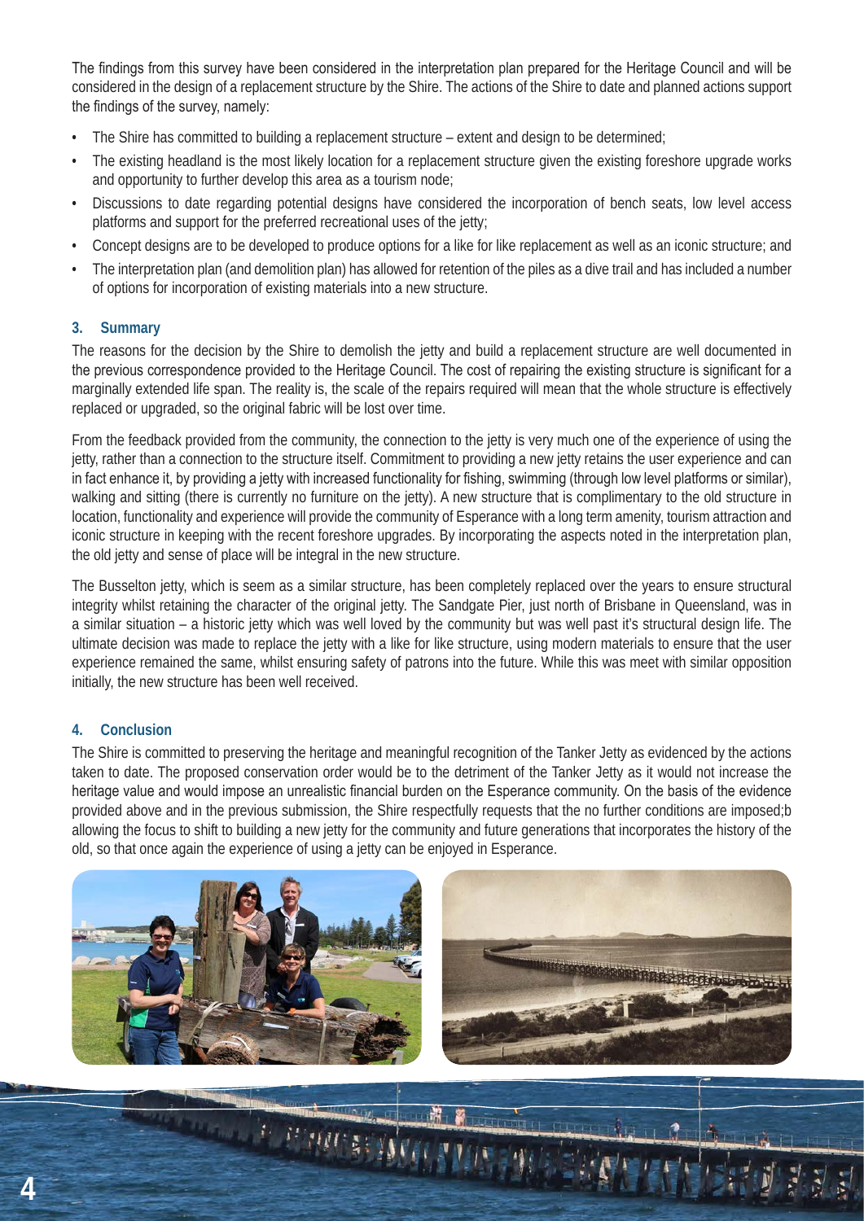The findings from this survey have been considered in the interpretation plan prepared for the Heritage Council and will be considered in the design of a replacement structure by the Shire. The actions of the Shire to date and planned actions support the findings of the survey, namely:

- The Shire has committed to building a replacement structure – extent and design to be determined;
- The existing headland is the most likely location for a replacement structure given the existing foreshore upgrade works and opportunity to further develop this area as a tourism node;
- Discussions to date regarding potential designs have considered the incorporation of bench seats, low level access platforms and support for the preferred recreational uses of the jetty;
- Concept designs are to be developed to produce options for a like for like replacement as well as an iconic structure; and
- The interpretation plan (and demolition plan) has allowed for retention of the piles as a dive trail and has included a number of options for incorporation of existing materials into a new structure.

## 3. Summary

The reasons for the decision by the Shire to demolish the jetty and build a replacement structure are well documented in the previous correspondence provided to the Heritage Council. The cost of repairing the existing structure is significant for a marginally extended life span. The reality is, the scale of the repairs required will mean that the whole structure is effectively replaced or upgraded, so the original fabric will be lost over time.

From the feedback provided from the community, the connection to the jetty is very much one of the experience of using the jetty, rather than a connection to the structure itself. Commitment to providing a new jetty retains the user experience and can in fact enhance it, by providing a jetty with increased functionality for fishing, swimming (through low level platforms or similar), walking and sitting (there is currently no furniture on the jetty). A new structure that is complimentary to the old structure in location, functionality and experience will provide the community of Esperance with a long term amenity, tourism attraction and iconic structure in keeping with the recent foreshore upgrades. By incorporating the aspects noted in the interpretation plan, the old jetty and sense of place will be integral in the new structure.

The Busselton jetty, which is seem as a similar structure, has been completely replaced over the years to ensure structural integrity whilst retaining the character of the original jetty. The Sandgate Pier, just north of Brisbane in Queensland, was in a similar situation – a historic jetty which was well loved by the community but was well past it's structural design life. The ultimate decision was made to replace the jetty with a like for like structure, using modern materials to ensure that the user experience remained the same, whilst ensuring safety of patrons into the future. While this was meet with similar opposition initially, the new structure has been well received.

## 4. Conclusion

The Shire is committed to preserving the heritage and meaningful recognition of the Tanker Jetty as evidenced by the actions taken to date. The proposed conservation order would be to the detriment of the Tanker Jetty as it would not increase the heritage value and would impose an unrealistic financial burden on the Esperance community. On the basis of the evidence provided above and in the previous submission, the Shire respectfully requests that the no further conditions are imposed;b allowing the focus to shift to building a new jetty for the community and future generations that incorporates the history of the old, so that once again the experience of using a jetty can be enjoyed in Esperance.